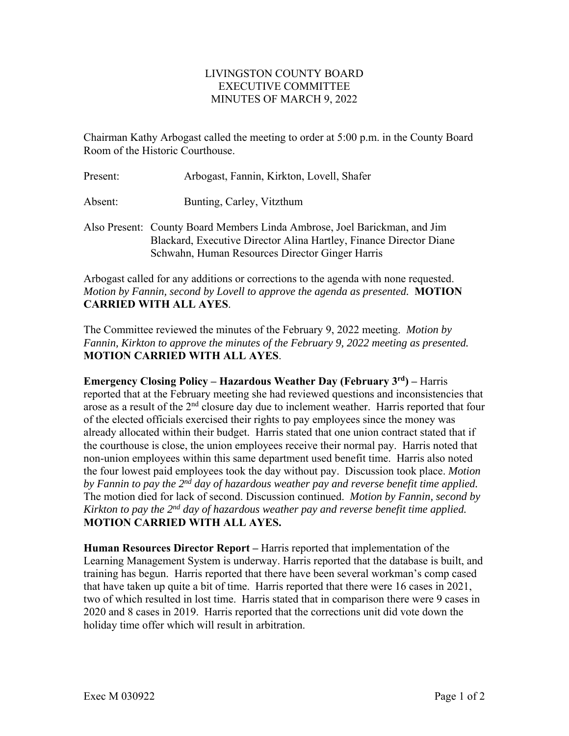# LIVINGSTON COUNTY BOARD
## EXECUTIVE COMMITTEE
## MINUTES OF MARCH 9, 2022

Chairman Kathy Arbogast called the meeting to order at 5:00 p.m. in the County Board Room of the Historic Courthouse.

Present: Arbogast, Fannin, Kirkton, Lovell, Shafer

Absent: Bunting, Carley, Vitzthum

Also Present: County Board Members Linda Ambrose, Joel Barickman, and Jim Blackard, Executive Director Alina Hartley, Finance Director Diane Schwahn, Human Resources Director Ginger Harris

Arbogast called for any additions or corrections to the agenda with none requested. *Motion by Fannin, second by Lovell to approve the agenda as presented.* **MOTION CARRIED WITH ALL AYES**.

The Committee reviewed the minutes of the February 9, 2022 meeting. *Motion by Fannin, Kirkton to approve the minutes of the February 9, 2022 meeting as presented.* **MOTION CARRIED WITH ALL AYES**.

**Emergency Closing Policy – Hazardous Weather Day (February 3rd) –** Harris reported that at the February meeting she had reviewed questions and inconsistencies that arose as a result of the 2nd closure day due to inclement weather. Harris reported that four of the elected officials exercised their rights to pay employees since the money was already allocated within their budget. Harris stated that one union contract stated that if the courthouse is close, the union employees receive their normal pay. Harris noted that non-union employees within this same department used benefit time. Harris also noted the four lowest paid employees took the day without pay. Discussion took place. *Motion by Fannin to pay the 2nd day of hazardous weather pay and reverse benefit time applied.* The motion died for lack of second. Discussion continued. *Motion by Fannin, second by Kirkton to pay the 2nd day of hazardous weather pay and reverse benefit time applied.* **MOTION CARRIED WITH ALL AYES.**

**Human Resources Director Report –** Harris reported that implementation of the Learning Management System is underway. Harris reported that the database is built, and training has begun. Harris reported that there have been several workman's comp cased that have taken up quite a bit of time. Harris reported that there were 16 cases in 2021, two of which resulted in lost time. Harris stated that in comparison there were 9 cases in 2020 and 8 cases in 2019. Harris reported that the corrections unit did vote down the holiday time offer which will result in arbitration.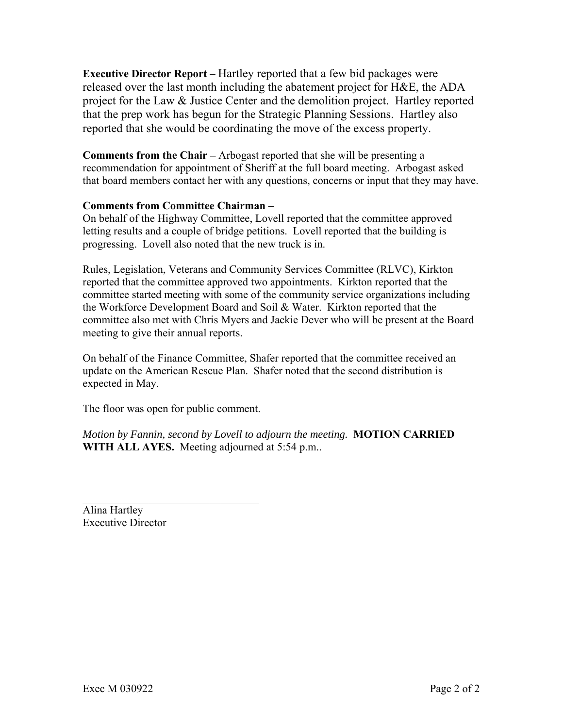**Executive Director Report –** Hartley reported that a few bid packages were released over the last month including the abatement project for H&E, the ADA project for the Law & Justice Center and the demolition project. Hartley reported that the prep work has begun for the Strategic Planning Sessions. Hartley also reported that she would be coordinating the move of the excess property.

**Comments from the Chair –** Arbogast reported that she will be presenting a recommendation for appointment of Sheriff at the full board meeting. Arbogast asked that board members contact her with any questions, concerns or input that they may have.

**Comments from Committee Chairman –**
On behalf of the Highway Committee, Lovell reported that the committee approved letting results and a couple of bridge petitions. Lovell reported that the building is progressing. Lovell also noted that the new truck is in.

Rules, Legislation, Veterans and Community Services Committee (RLVC), Kirkton reported that the committee approved two appointments. Kirkton reported that the committee started meeting with some of the community service organizations including the Workforce Development Board and Soil & Water. Kirkton reported that the committee also met with Chris Myers and Jackie Dever who will be present at the Board meeting to give their annual reports.

On behalf of the Finance Committee, Shafer reported that the committee received an update on the American Rescue Plan. Shafer noted that the second distribution is expected in May.

The floor was open for public comment.

*Motion by Fannin, second by Lovell to adjourn the meeting.* **MOTION CARRIED WITH ALL AYES.** Meeting adjourned at 5:54 p.m..

\_\_\_\_\_\_\_\_\_\_\_\_\_\_\_\_\_\_\_\_\_\_\_\_\_\_\_\_\_\_\_\_
Alina Hartley
Executive Director

Exec M 030922